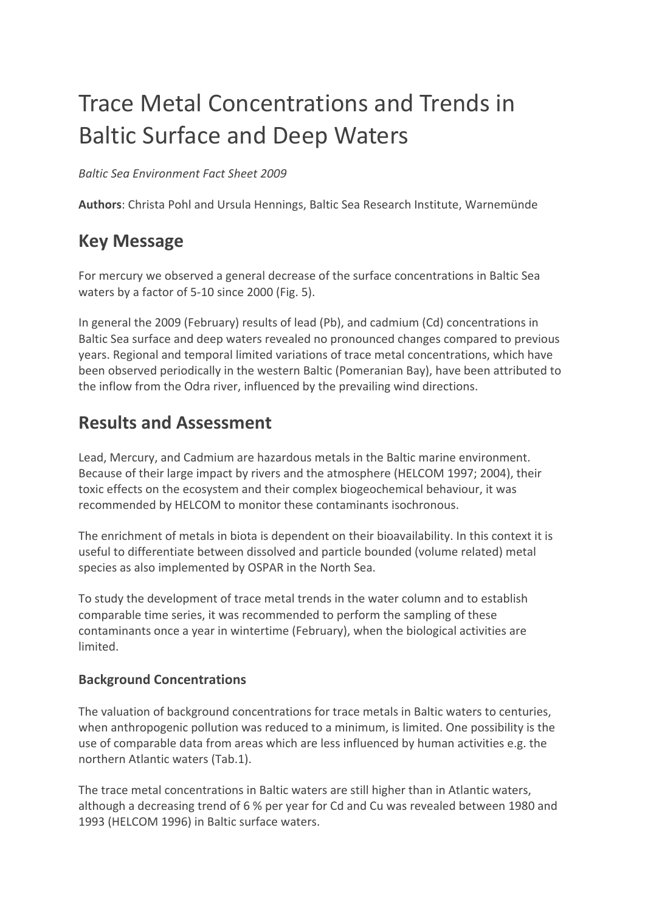# Trace Metal Concentrations and Trends in Baltic Surface and Deep Waters

*Baltic Sea Environment Fact Sheet 2009*

**Authors**: Christa Pohl and Ursula Hennings, Baltic Sea Research Institute, Warnemünde

## Key Message

For mercury we observed a general decrease of the surface concentrations in Baltic Sea waters by a factor of 5-10 since 2000 (Fig. 5).

In general the 2009 (February) results of lead (Pb), and cadmium (Cd) concentrations in Baltic Sea surface and deep waters revealed no pronounced changes compared to previous years. Regional and temporal limited variations of trace metal concentrations, which have been observed periodically in the western Baltic (Pomeranian Bay), have been attributed to the inflow from the Odra river, influenced by the prevailing wind directions.

## Results and Assessment

Lead, Mercury, and Cadmium are hazardous metals in the Baltic marine environment. Because of their large impact by rivers and the atmosphere (HELCOM 1997; 2004), their toxic effects on the ecosystem and their complex biogeochemical behaviour, it was recommended by HELCOM to monitor these contaminants isochronous.

The enrichment of metals in biota is dependent on their bioavailability. In this context it is useful to differentiate between dissolved and particle bounded (volume related) metal species as also implemented by OSPAR in the North Sea.

To study the development of trace metal trends in the water column and to establish comparable time series, it was recommended to perform the sampling of these contaminants once a year in wintertime (February), when the biological activities are limited.

### Background Concentrations

The valuation of background concentrations for trace metals in Baltic waters to centuries, when anthropogenic pollution was reduced to a minimum, is limited. One possibility is the use of comparable data from areas which are less influenced by human activities e.g. the northern Atlantic waters (Tab.1).

The trace metal concentrations in Baltic waters are still higher than in Atlantic waters, although a decreasing trend of 6 % per year for Cd and Cu was revealed between 1980 and 1993 (HELCOM 1996) in Baltic surface waters.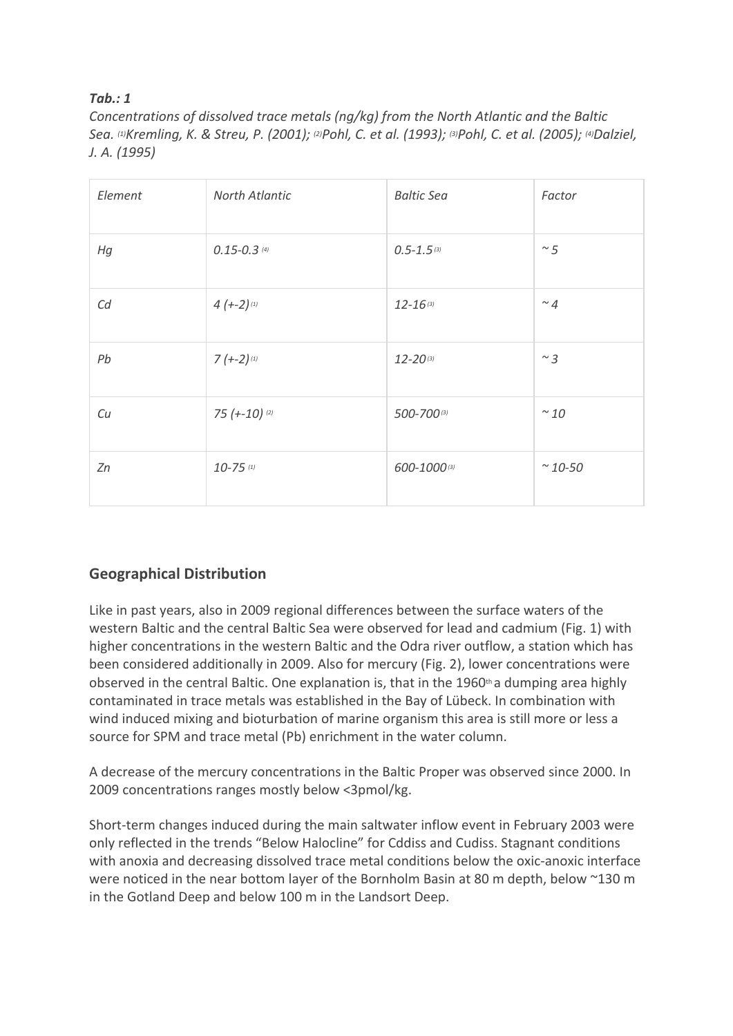***Tab.: 1***

*Concentrations of dissolved trace metals (ng/kg) from the North Atlantic and the Baltic Sea. [(1)]Kremling, K. & Streu, P. (2001); [(2)]Pohl, C. et al. (1993); [(3)]Pohl, C. et al. (2005); [(4)]Dalziel, J. A. (1995)*

| *Element* | *North Atlantic* | *Baltic Sea* | *Factor* |
|---|---|---|---|
| *Hg* | *0.15-0.3* [(4)] | *0.5-1.5* [(3)] | *~ 5* |
| *Cd* | *4 (+-2)* [(1)] | *12-16* [(3)] | *~ 4* |
| *Pb* | *7 (+-2)* [(1)] | *12-20* [(3)] | *~ 3* |
| *Cu* | *75 (+-10)* [(2)] | *500-700* [(3)] | *~ 10* |
| *Zn* | *10-75* [(1)] | *600-1000* [(3)] | *~ 10-50* |

## Geographical Distribution

Like in past years, also in 2009 regional differences between the surface waters of the western Baltic and the central Baltic Sea were observed for lead and cadmium (Fig. 1) with higher concentrations in the western Baltic and the Odra river outflow, a station which has been considered additionally in 2009. Also for mercury (Fig. 2), lower concentrations were observed in the central Baltic. One explanation is, that in the 1960th a dumping area highly contaminated in trace metals was established in the Bay of Lübeck. In combination with wind induced mixing and bioturbation of marine organism this area is still more or less a source for SPM and trace metal (Pb) enrichment in the water column.

A decrease of the mercury concentrations in the Baltic Proper was observed since 2000. In 2009 concentrations ranges mostly below <3pmol/kg.

Short-term changes induced during the main saltwater inflow event in February 2003 were only reflected in the trends "Below Halocline" for Cddiss and Cudiss. Stagnant conditions with anoxia and decreasing dissolved trace metal conditions below the oxic-anoxic interface were noticed in the near bottom layer of the Bornholm Basin at 80 m depth, below ~130 m in the Gotland Deep and below 100 m in the Landsort Deep.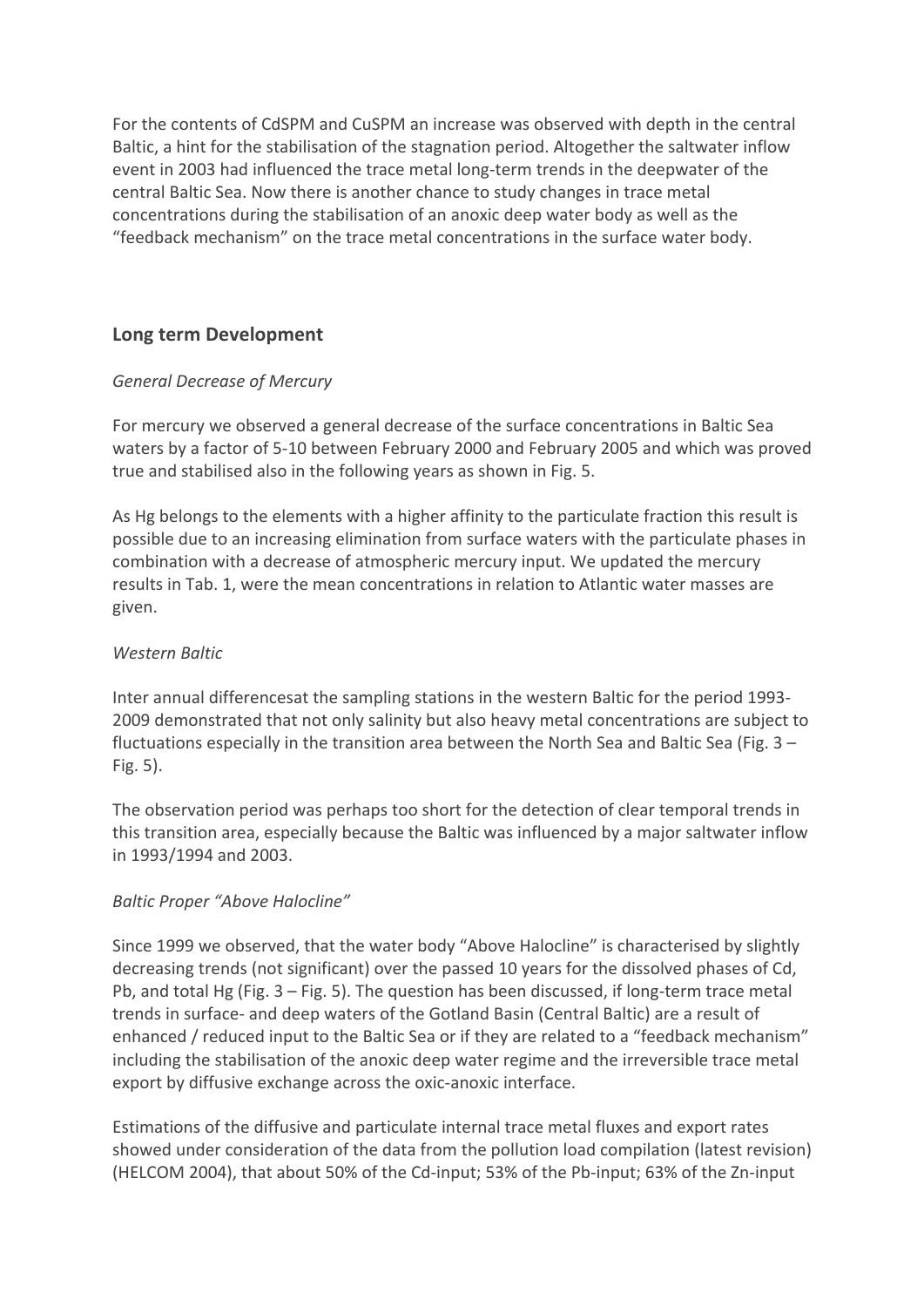For the contents of CdSPM and CuSPM an increase was observed with depth in the central Baltic, a hint for the stabilisation of the stagnation period. Altogether the saltwater inflow event in 2003 had influenced the trace metal long-term trends in the deepwater of the central Baltic Sea. Now there is another chance to study changes in trace metal concentrations during the stabilisation of an anoxic deep water body as well as the "feedback mechanism" on the trace metal concentrations in the surface water body.

## Long term Development

*General Decrease of Mercury*

For mercury we observed a general decrease of the surface concentrations in Baltic Sea waters by a factor of 5-10 between February 2000 and February 2005 and which was proved true and stabilised also in the following years as shown in Fig. 5.

As Hg belongs to the elements with a higher affinity to the particulate fraction this result is possible due to an increasing elimination from surface waters with the particulate phases in combination with a decrease of atmospheric mercury input. We updated the mercury results in Tab. 1, were the mean concentrations in relation to Atlantic water masses are given.

*Western Baltic*

Inter annual differencesat the sampling stations in the western Baltic for the period 1993-2009 demonstrated that not only salinity but also heavy metal concentrations are subject to fluctuations especially in the transition area between the North Sea and Baltic Sea (Fig. 3 – Fig. 5).

The observation period was perhaps too short for the detection of clear temporal trends in this transition area, especially because the Baltic was influenced by a major saltwater inflow in 1993/1994 and 2003.

*Baltic Proper "Above Halocline"*

Since 1999 we observed, that the water body "Above Halocline" is characterised by slightly decreasing trends (not significant) over the passed 10 years for the dissolved phases of Cd, Pb, and total Hg (Fig. 3 – Fig. 5). The question has been discussed, if long-term trace metal trends in surface- and deep waters of the Gotland Basin (Central Baltic) are a result of enhanced / reduced input to the Baltic Sea or if they are related to a "feedback mechanism" including the stabilisation of the anoxic deep water regime and the irreversible trace metal export by diffusive exchange across the oxic-anoxic interface.

Estimations of the diffusive and particulate internal trace metal fluxes and export rates showed under consideration of the data from the pollution load compilation (latest revision) (HELCOM 2004), that about 50% of the Cd-input; 53% of the Pb-input; 63% of the Zn-input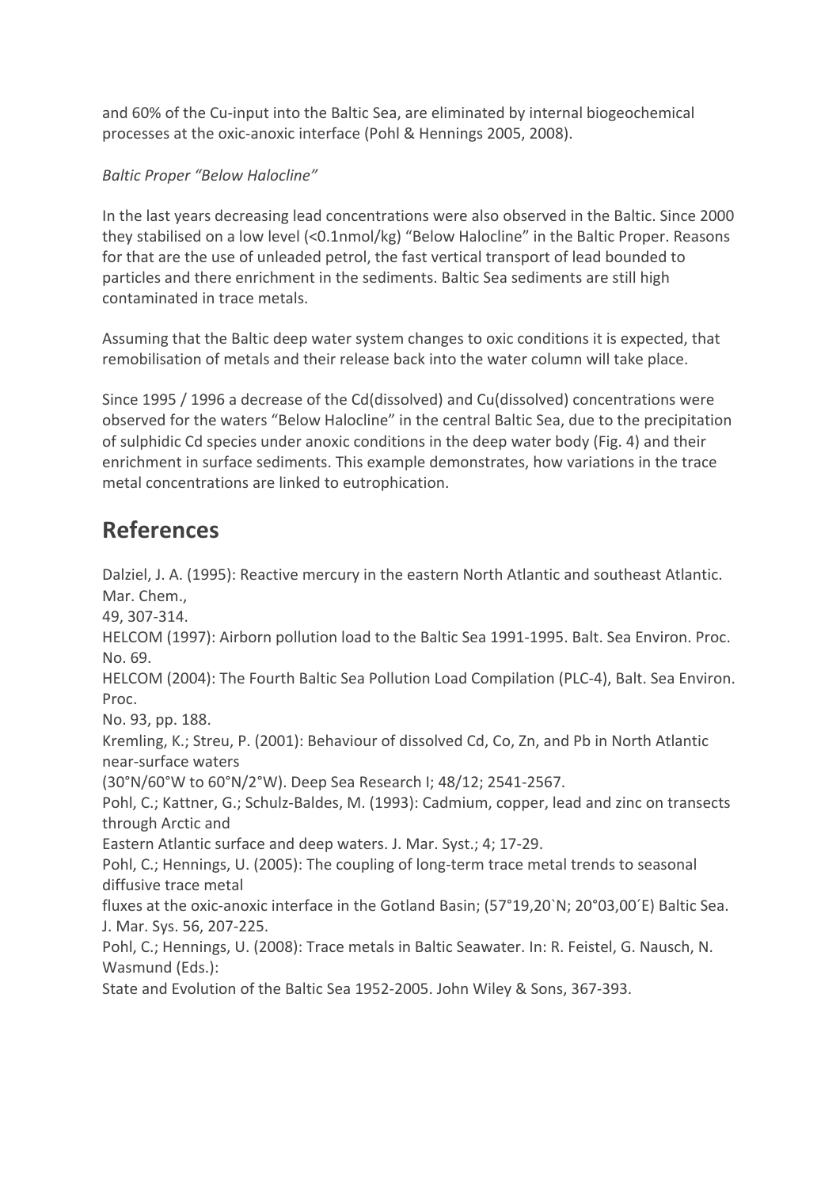and 60% of the Cu-input into the Baltic Sea, are eliminated by internal biogeochemical processes at the oxic-anoxic interface (Pohl & Hennings 2005, 2008).

*Baltic Proper "Below Halocline"*

In the last years decreasing lead concentrations were also observed in the Baltic. Since 2000 they stabilised on a low level (<0.1nmol/kg) "Below Halocline" in the Baltic Proper. Reasons for that are the use of unleaded petrol, the fast vertical transport of lead bounded to particles and there enrichment in the sediments. Baltic Sea sediments are still high contaminated in trace metals.

Assuming that the Baltic deep water system changes to oxic conditions it is expected, that remobilisation of metals and their release back into the water column will take place.

Since 1995 / 1996 a decrease of the Cd(dissolved) and Cu(dissolved) concentrations were observed for the waters "Below Halocline" in the central Baltic Sea, due to the precipitation of sulphidic Cd species under anoxic conditions in the deep water body (Fig. 4) and their enrichment in surface sediments. This example demonstrates, how variations in the trace metal concentrations are linked to eutrophication.

## References

Dalziel, J. A. (1995): Reactive mercury in the eastern North Atlantic and southeast Atlantic. Mar. Chem., 49, 307-314.

HELCOM (1997): Airborn pollution load to the Baltic Sea 1991-1995. Balt. Sea Environ. Proc. No. 69.

HELCOM (2004): The Fourth Baltic Sea Pollution Load Compilation (PLC-4), Balt. Sea Environ. Proc. No. 93, pp. 188.

Kremling, K.; Streu, P. (2001): Behaviour of dissolved Cd, Co, Zn, and Pb in North Atlantic near-surface waters (30°N/60°W to 60°N/2°W). Deep Sea Research I; 48/12; 2541-2567.

Pohl, C.; Kattner, G.; Schulz-Baldes, M. (1993): Cadmium, copper, lead and zinc on transects through Arctic and Eastern Atlantic surface and deep waters. J. Mar. Syst.; 4; 17-29.

Pohl, C.; Hennings, U. (2005): The coupling of long-term trace metal trends to seasonal diffusive trace metal fluxes at the oxic-anoxic interface in the Gotland Basin; (57°19,20`N; 20°03,00´E) Baltic Sea. J. Mar. Sys. 56, 207-225.

Pohl, C.; Hennings, U. (2008): Trace metals in Baltic Seawater. In: R. Feistel, G. Nausch, N. Wasmund (Eds.): State and Evolution of the Baltic Sea 1952-2005. John Wiley & Sons, 367-393.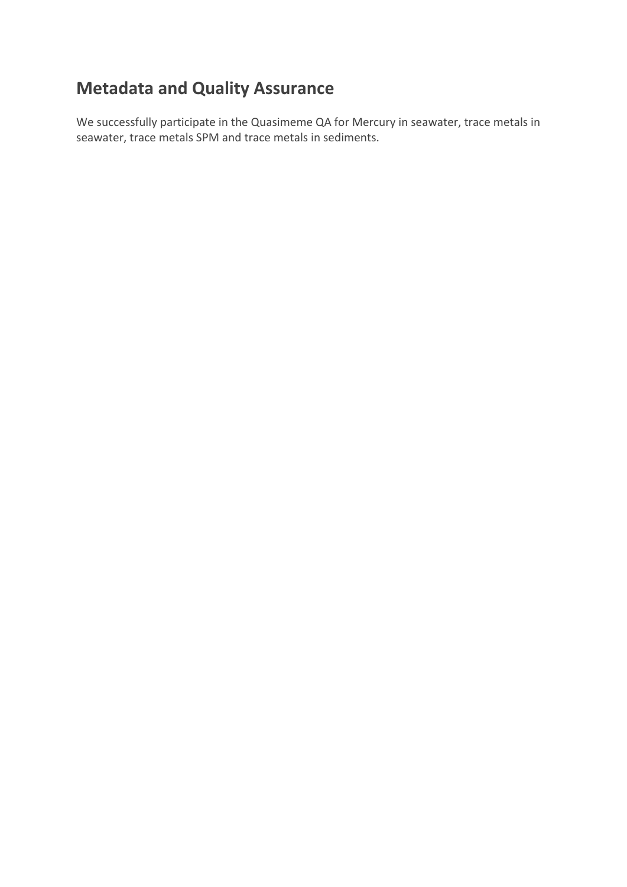## Metadata and Quality Assurance

We successfully participate in the Quasimeme QA for Mercury in seawater, trace metals in seawater, trace metals SPM and trace metals in sediments.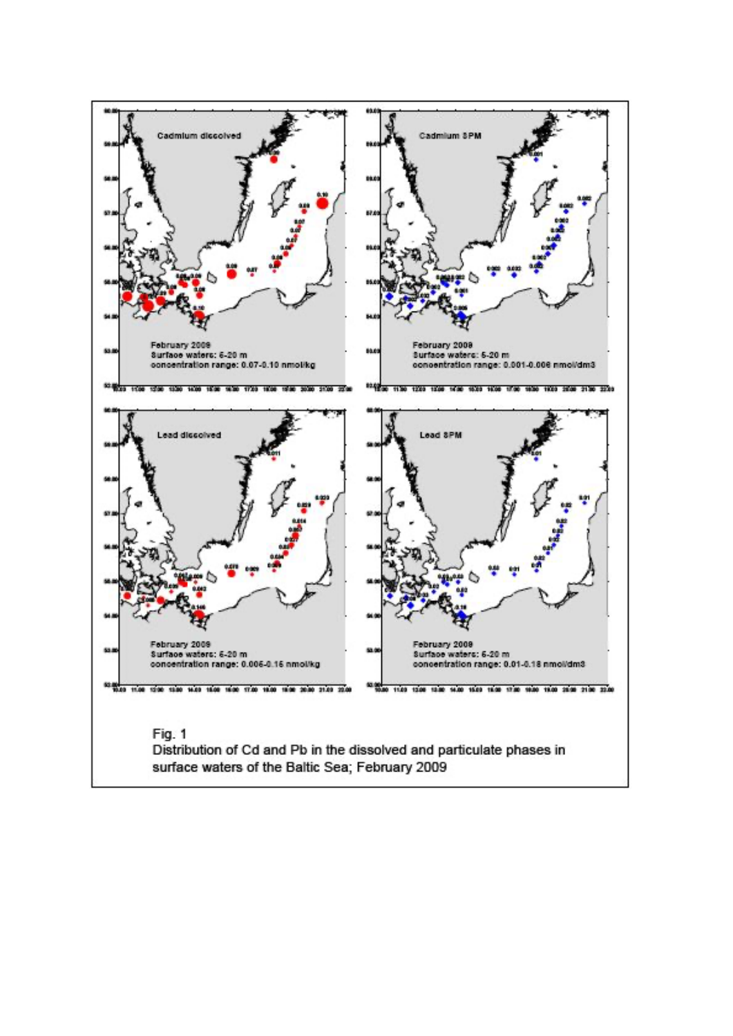Fig. 1
Distribution of Cd and Pb in the dissolved and particulate phases in surface waters of the Baltic Sea; February 2009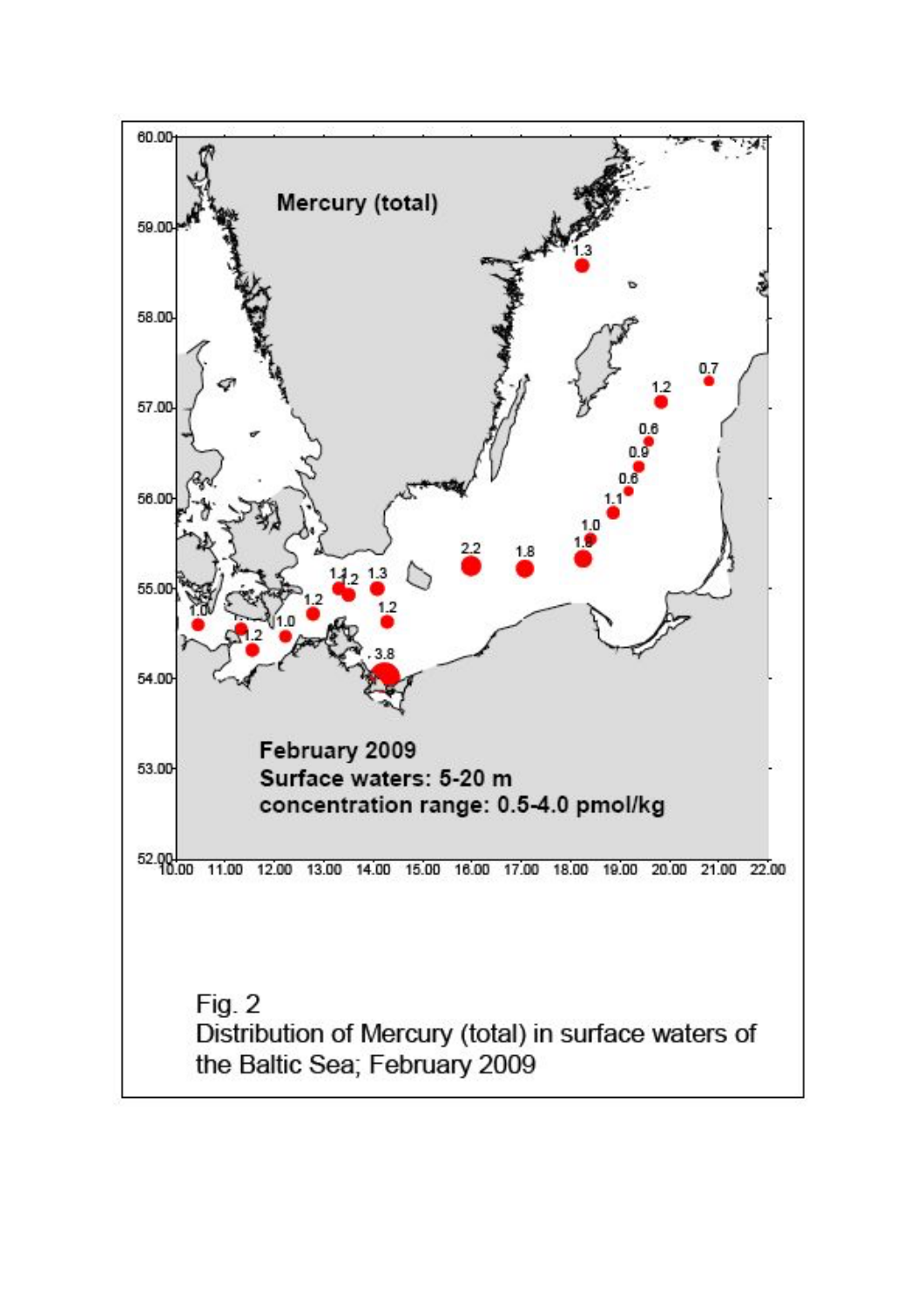Fig. 2
Distribution of Mercury (total) in surface waters of the Baltic Sea; February 2009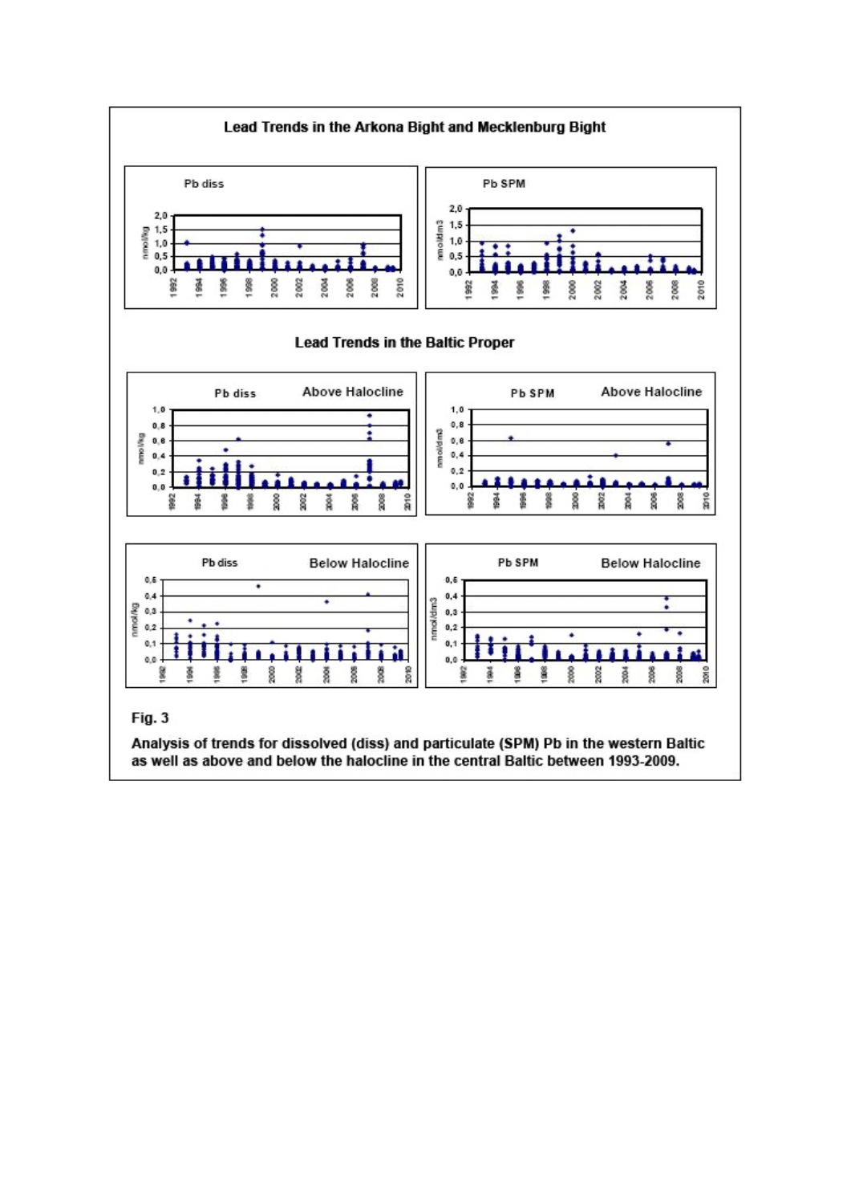**Fig. 3**

**Analysis of trends for dissolved (diss) and particulate (SPM) Pb in the western Baltic as well as above and below the halocline in the central Baltic between 1993-2009.**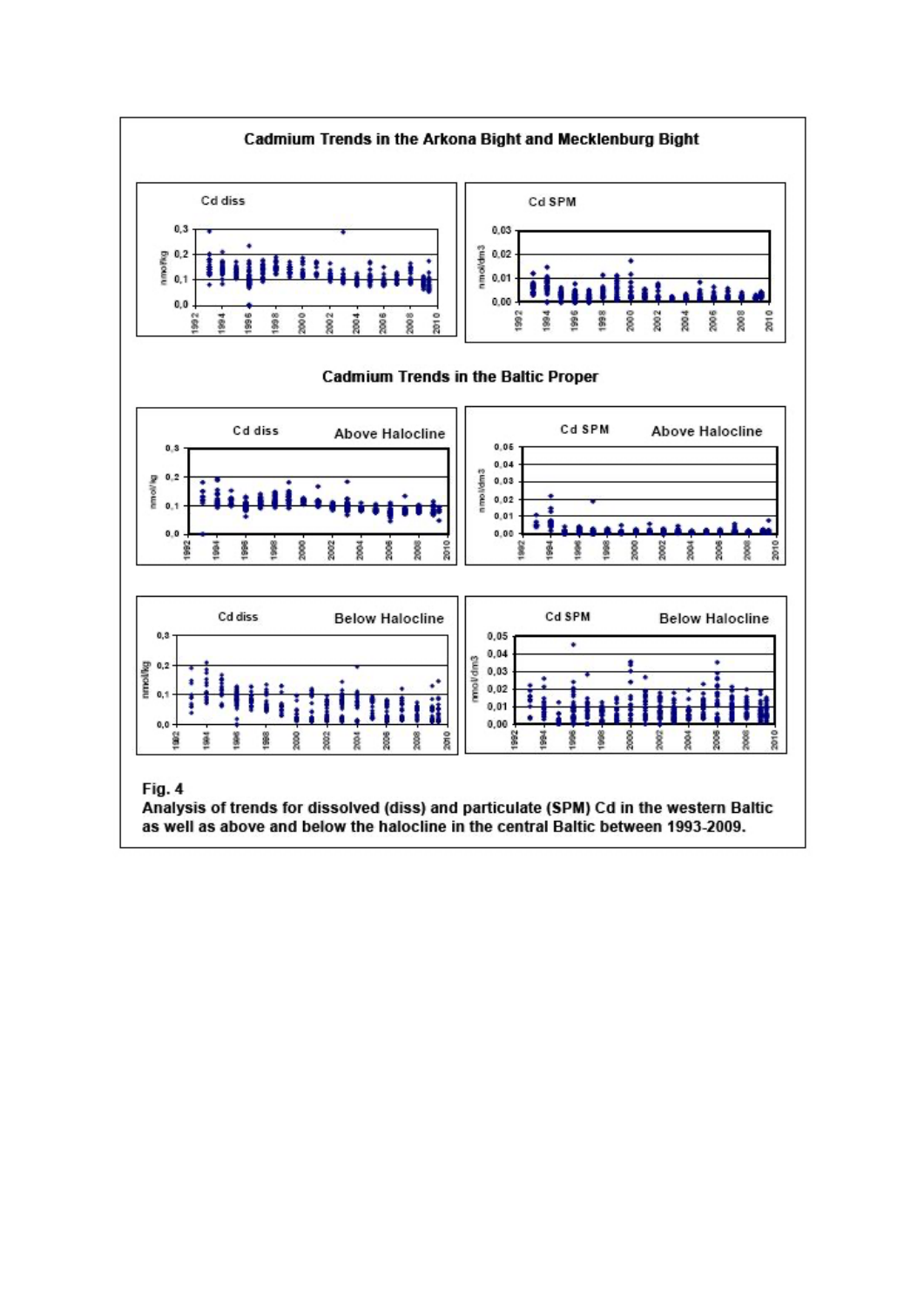**Cadmium Trends in the Arkona Bight and Mecklenburg Bight**

**Cadmium Trends in the Baltic Proper**

**Fig. 4**
**Analysis of trends for dissolved (diss) and particulate (SPM) Cd in the western Baltic as well as above and below the halocline in the central Baltic between 1993-2009.**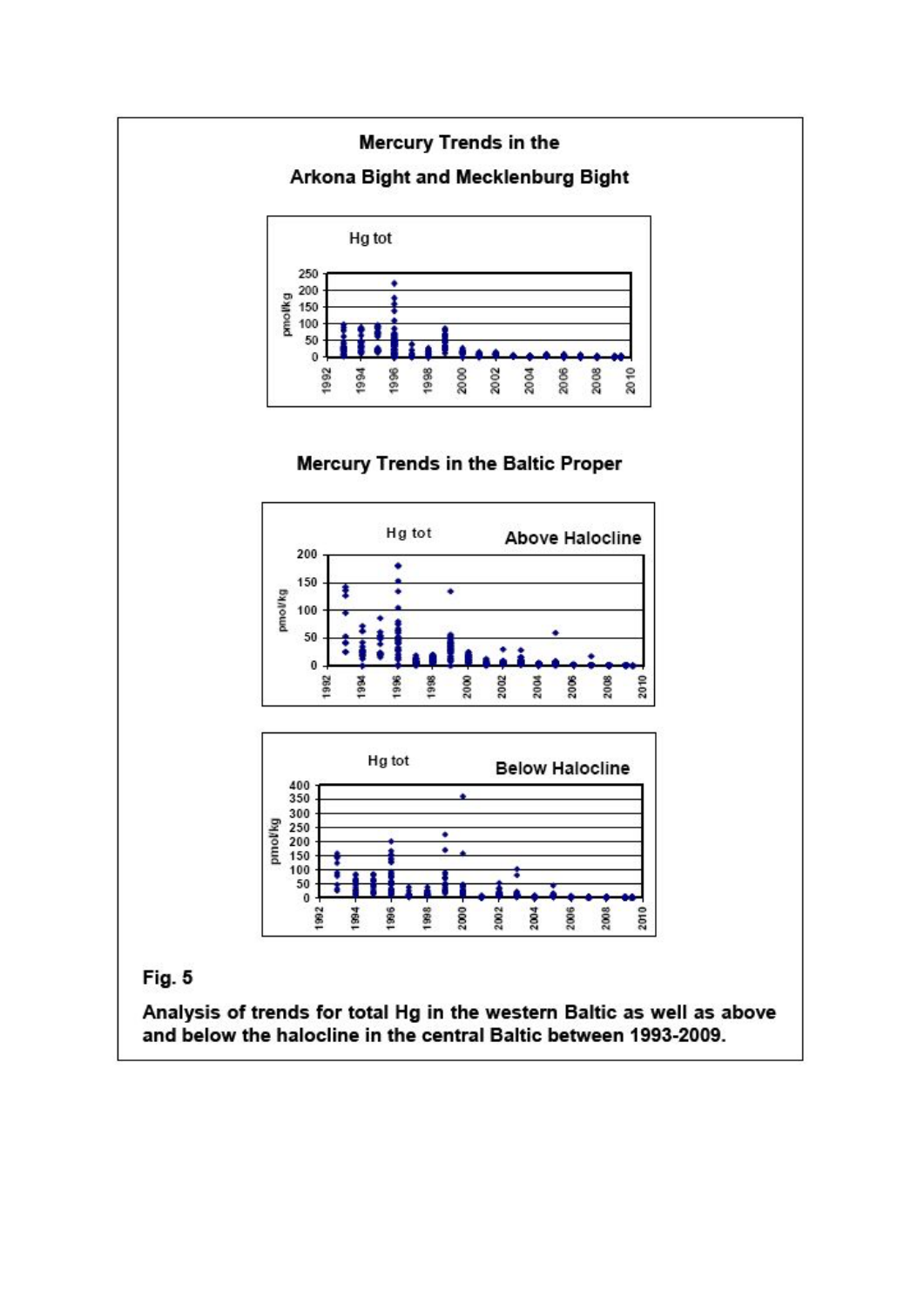## Mercury Trends in the Arkona Bight and Mecklenburg Bight

Hg tot

## Mercury Trends in the Baltic Proper

Hg tot — Above Halocline

Hg tot — Below Halocline

**Fig. 5**

**Analysis of trends for total Hg in the western Baltic as well as above and below the halocline in the central Baltic between 1993-2009.**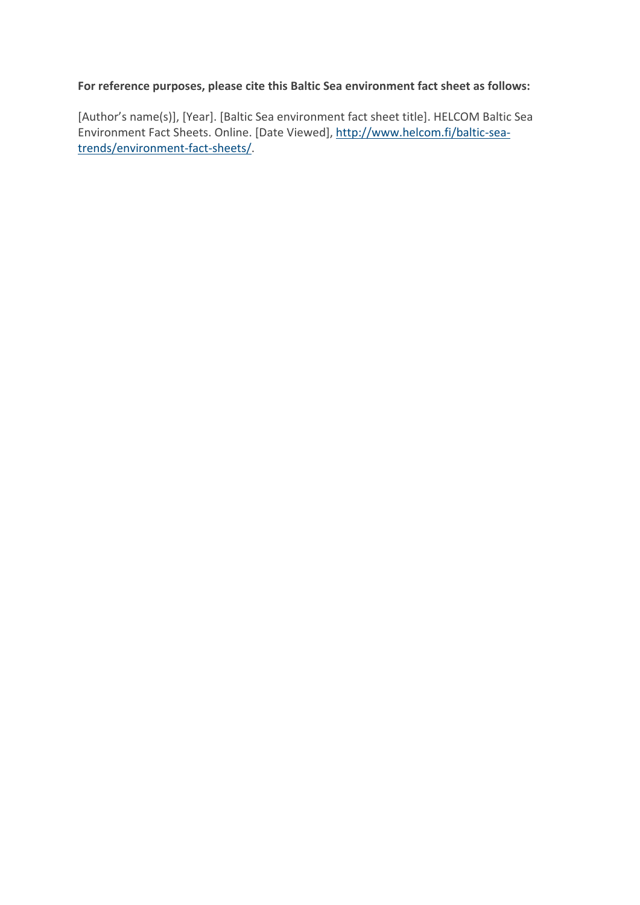**For reference purposes, please cite this Baltic Sea environment fact sheet as follows:**

[Author's name(s)], [Year]. [Baltic Sea environment fact sheet title]. HELCOM Baltic Sea Environment Fact Sheets. Online. [Date Viewed], http://www.helcom.fi/baltic-sea-trends/environment-fact-sheets/.